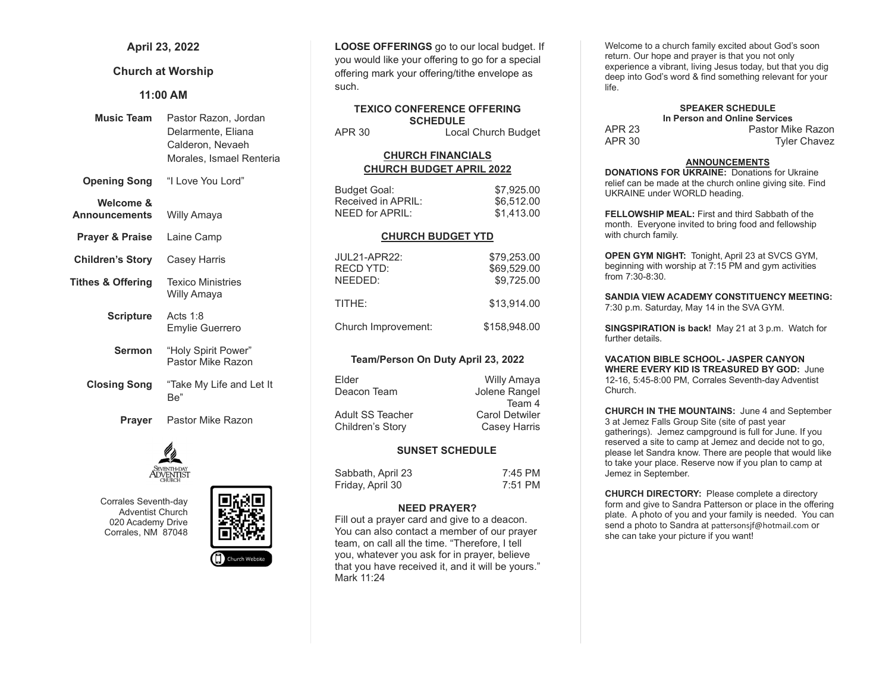## April 23, 2022

## Church at Worship

## 11:00 AM

| | |
|---|---|
| **Music Team** | Pastor Razon, Jordan Delarmente, Eliana Calderon, Nevaeh Morales, Ismael Renteria |
| **Opening Song** | "I Love You Lord" |
| **Welcome & Announcements** | Willy Amaya |
| **Prayer & Praise** | Laine Camp |
| **Children's Story** | Casey Harris |
| **Tithes & Offering** | Texico Ministries<br>Willy Amaya |
| **Scripture** | Acts 1:8<br>Emylie Guerrero |
| **Sermon** | "Holy Spirit Power"<br>Pastor Mike Razon |
| **Closing Song** | "Take My Life and Let It Be" |
| **Prayer** | Pastor Mike Razon |

Seventh-day Adventist Church

Corrales Seventh-day Adventist Church
020 Academy Drive
Corrales, NM 87048

Church Website

**LOOSE OFFERINGS** go to our local budget. If you would like your offering to go for a special offering mark your offering/tithe envelope as such.

### TEXICO CONFERENCE OFFERING SCHEDULE

| | |
|---|---|
| APR 30 | Local Church Budget |

### CHURCH FINANCIALS

### CHURCH BUDGET APRIL 2022

| | |
|---|---|
| Budget Goal: | $7,925.00 |
| Received in APRIL: | $6,512.00 |
| NEED for APRIL: | $1,413.00 |

### CHURCH BUDGET YTD

| | |
|---|---|
| JUL21-APR22: | $79,253.00 |
| RECD YTD: | $69,529.00 |
| NEEDED: | $9,725.00 |
| TITHE: | $13,914.00 |
| Church Improvement: | $158,948.00 |

### Team/Person On Duty April 23, 2022

| | |
|---|---|
| Elder | Willy Amaya |
| Deacon Team | Jolene Rangel Team 4 |
| Adult SS Teacher | Carol Detwiler |
| Children's Story | Casey Harris |

### SUNSET SCHEDULE

| | |
|---|---|
| Sabbath, April 23 | 7:45 PM |
| Friday, April 30 | 7:51 PM |

### NEED PRAYER?

Fill out a prayer card and give to a deacon. You can also contact a member of our prayer team, on call all the time. "Therefore, I tell you, whatever you ask for in prayer, believe that you have received it, and it will be yours." Mark 11:24

Welcome to a church family excited about God's soon return. Our hope and prayer is that you not only experience a vibrant, living Jesus today, but that you dig deep into God's word & find something relevant for your life.

### SPEAKER SCHEDULE
**In Person and Online Services**

| | |
|---|---|
| APR 23 | Pastor Mike Razon |
| APR 30 | Tyler Chavez |

### ANNOUNCEMENTS

**DONATIONS FOR UKRAINE:** Donations for Ukraine relief can be made at the church online giving site. Find UKRAINE under WORLD heading.

**FELLOWSHIP MEAL:** First and third Sabbath of the month. Everyone invited to bring food and fellowship with church family.

**OPEN GYM NIGHT:** Tonight, April 23 at SVCS GYM, beginning with worship at 7:15 PM and gym activities from 7:30-8:30.

**SANDIA VIEW ACADEMY CONSTITUENCY MEETING:** 7:30 p.m. Saturday, May 14 in the SVA GYM.

**SINGSPIRATION is back!** May 21 at 3 p.m. Watch for further details.

**VACATION BIBLE SCHOOL- JASPER CANYON WHERE EVERY KID IS TREASURED BY GOD:** June 12-16, 5:45-8:00 PM, Corrales Seventh-day Adventist Church.

**CHURCH IN THE MOUNTAINS:** June 4 and September 3 at Jemez Falls Group Site (site of past year gatherings). Jemez campground is full for June. If you reserved a site to camp at Jemez and decide not to go, please let Sandra know. There are people that would like to take your place. Reserve now if you plan to camp at Jemez in September.

**CHURCH DIRECTORY:** Please complete a directory form and give to Sandra Patterson or place in the offering plate. A photo of you and your family is needed. You can send a photo to Sandra at pattersonsjf@hotmail.com or she can take your picture if you want!